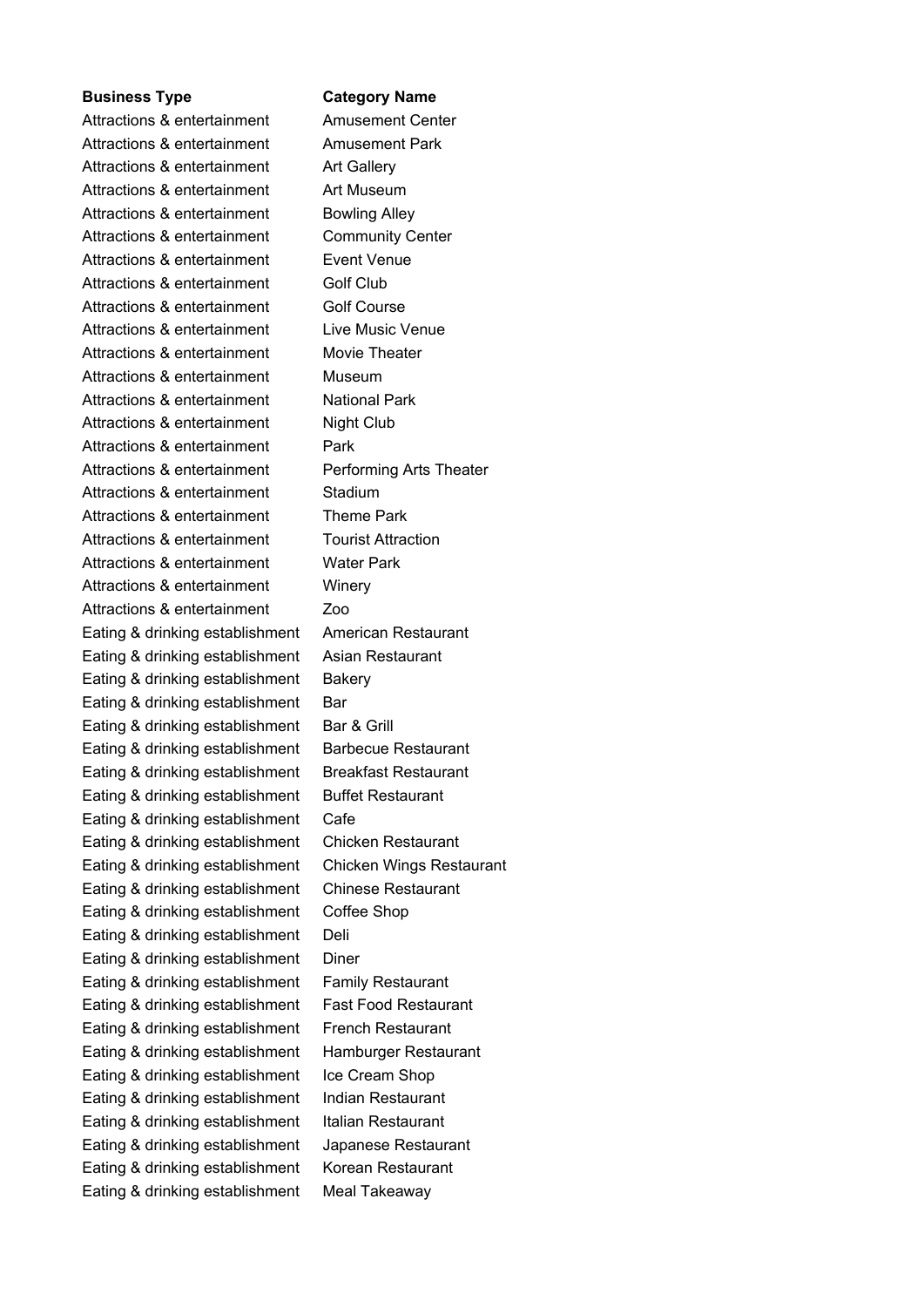| Business Type | Category Name |
|---|---|
| Attractions & entertainment | Amusement Center |
| Attractions & entertainment | Amusement Park |
| Attractions & entertainment | Art Gallery |
| Attractions & entertainment | Art Museum |
| Attractions & entertainment | Bowling Alley |
| Attractions & entertainment | Community Center |
| Attractions & entertainment | Event Venue |
| Attractions & entertainment | Golf Club |
| Attractions & entertainment | Golf Course |
| Attractions & entertainment | Live Music Venue |
| Attractions & entertainment | Movie Theater |
| Attractions & entertainment | Museum |
| Attractions & entertainment | National Park |
| Attractions & entertainment | Night Club |
| Attractions & entertainment | Park |
| Attractions & entertainment | Performing Arts Theater |
| Attractions & entertainment | Stadium |
| Attractions & entertainment | Theme Park |
| Attractions & entertainment | Tourist Attraction |
| Attractions & entertainment | Water Park |
| Attractions & entertainment | Winery |
| Attractions & entertainment | Zoo |
| Eating & drinking establishment | American Restaurant |
| Eating & drinking establishment | Asian Restaurant |
| Eating & drinking establishment | Bakery |
| Eating & drinking establishment | Bar |
| Eating & drinking establishment | Bar & Grill |
| Eating & drinking establishment | Barbecue Restaurant |
| Eating & drinking establishment | Breakfast Restaurant |
| Eating & drinking establishment | Buffet Restaurant |
| Eating & drinking establishment | Cafe |
| Eating & drinking establishment | Chicken Restaurant |
| Eating & drinking establishment | Chicken Wings Restaurant |
| Eating & drinking establishment | Chinese Restaurant |
| Eating & drinking establishment | Coffee Shop |
| Eating & drinking establishment | Deli |
| Eating & drinking establishment | Diner |
| Eating & drinking establishment | Family Restaurant |
| Eating & drinking establishment | Fast Food Restaurant |
| Eating & drinking establishment | French Restaurant |
| Eating & drinking establishment | Hamburger Restaurant |
| Eating & drinking establishment | Ice Cream Shop |
| Eating & drinking establishment | Indian Restaurant |
| Eating & drinking establishment | Italian Restaurant |
| Eating & drinking establishment | Japanese Restaurant |
| Eating & drinking establishment | Korean Restaurant |
| Eating & drinking establishment | Meal Takeaway |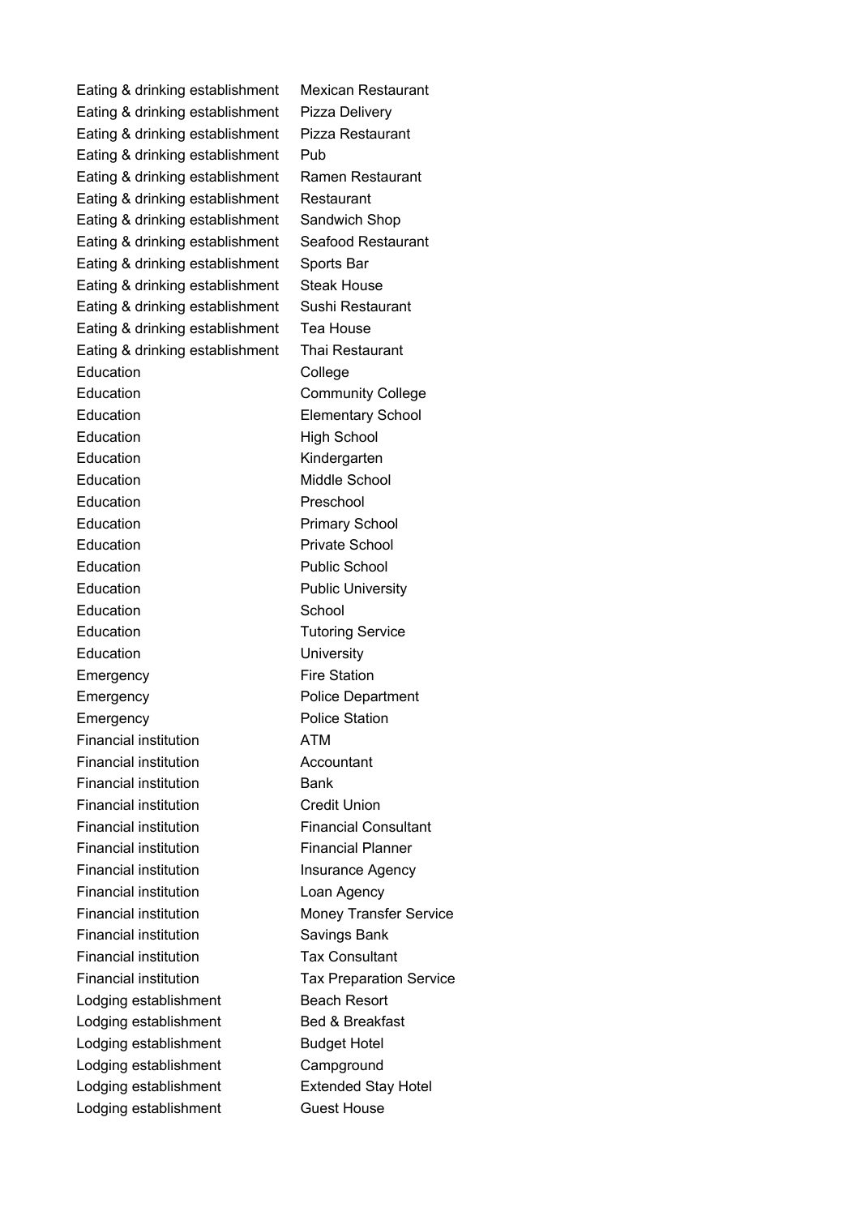| | |
|---|---|
| Eating & drinking establishment | Mexican Restaurant |
| Eating & drinking establishment | Pizza Delivery |
| Eating & drinking establishment | Pizza Restaurant |
| Eating & drinking establishment | Pub |
| Eating & drinking establishment | Ramen Restaurant |
| Eating & drinking establishment | Restaurant |
| Eating & drinking establishment | Sandwich Shop |
| Eating & drinking establishment | Seafood Restaurant |
| Eating & drinking establishment | Sports Bar |
| Eating & drinking establishment | Steak House |
| Eating & drinking establishment | Sushi Restaurant |
| Eating & drinking establishment | Tea House |
| Eating & drinking establishment | Thai Restaurant |
| Education | College |
| Education | Community College |
| Education | Elementary School |
| Education | High School |
| Education | Kindergarten |
| Education | Middle School |
| Education | Preschool |
| Education | Primary School |
| Education | Private School |
| Education | Public School |
| Education | Public University |
| Education | School |
| Education | Tutoring Service |
| Education | University |
| Emergency | Fire Station |
| Emergency | Police Department |
| Emergency | Police Station |
| Financial institution | ATM |
| Financial institution | Accountant |
| Financial institution | Bank |
| Financial institution | Credit Union |
| Financial institution | Financial Consultant |
| Financial institution | Financial Planner |
| Financial institution | Insurance Agency |
| Financial institution | Loan Agency |
| Financial institution | Money Transfer Service |
| Financial institution | Savings Bank |
| Financial institution | Tax Consultant |
| Financial institution | Tax Preparation Service |
| Lodging establishment | Beach Resort |
| Lodging establishment | Bed & Breakfast |
| Lodging establishment | Budget Hotel |
| Lodging establishment | Campground |
| Lodging establishment | Extended Stay Hotel |
| Lodging establishment | Guest House |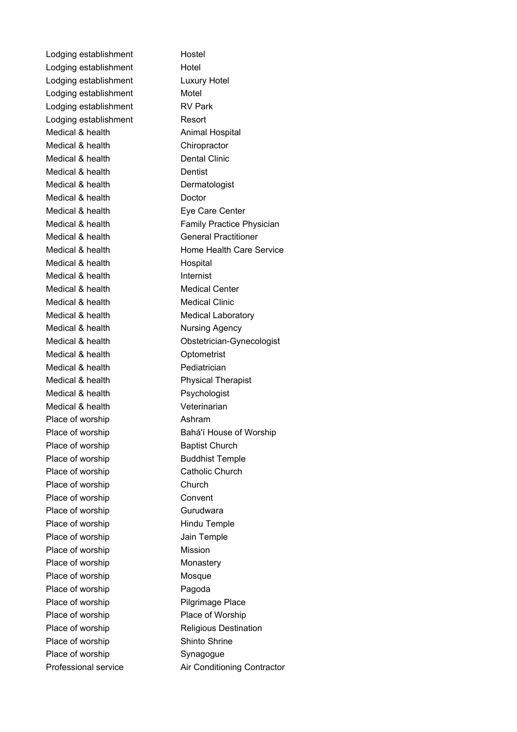| | |
|---|---|
| Lodging establishment | Hostel |
| Lodging establishment | Hotel |
| Lodging establishment | Luxury Hotel |
| Lodging establishment | Motel |
| Lodging establishment | RV Park |
| Lodging establishment | Resort |
| Medical & health | Animal Hospital |
| Medical & health | Chiropractor |
| Medical & health | Dental Clinic |
| Medical & health | Dentist |
| Medical & health | Dermatologist |
| Medical & health | Doctor |
| Medical & health | Eye Care Center |
| Medical & health | Family Practice Physician |
| Medical & health | General Practitioner |
| Medical & health | Home Health Care Service |
| Medical & health | Hospital |
| Medical & health | Internist |
| Medical & health | Medical Center |
| Medical & health | Medical Clinic |
| Medical & health | Medical Laboratory |
| Medical & health | Nursing Agency |
| Medical & health | Obstetrician-Gynecologist |
| Medical & health | Optometrist |
| Medical & health | Pediatrician |
| Medical & health | Physical Therapist |
| Medical & health | Psychologist |
| Medical & health | Veterinarian |
| Place of worship | Ashram |
| Place of worship | Bahá'í House of Worship |
| Place of worship | Baptist Church |
| Place of worship | Buddhist Temple |
| Place of worship | Catholic Church |
| Place of worship | Church |
| Place of worship | Convent |
| Place of worship | Gurudwara |
| Place of worship | Hindu Temple |
| Place of worship | Jain Temple |
| Place of worship | Mission |
| Place of worship | Monastery |
| Place of worship | Mosque |
| Place of worship | Pagoda |
| Place of worship | Pilgrimage Place |
| Place of worship | Place of Worship |
| Place of worship | Religious Destination |
| Place of worship | Shinto Shrine |
| Place of worship | Synagogue |
| Professional service | Air Conditioning Contractor |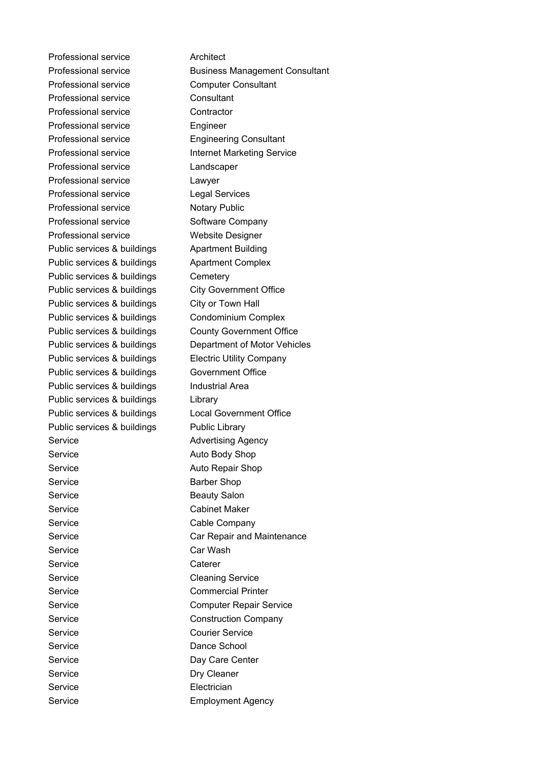| | |
|---|---|
| Professional service | Architect |
| Professional service | Business Management Consultant |
| Professional service | Computer Consultant |
| Professional service | Consultant |
| Professional service | Contractor |
| Professional service | Engineer |
| Professional service | Engineering Consultant |
| Professional service | Internet Marketing Service |
| Professional service | Landscaper |
| Professional service | Lawyer |
| Professional service | Legal Services |
| Professional service | Notary Public |
| Professional service | Software Company |
| Professional service | Website Designer |
| Public services & buildings | Apartment Building |
| Public services & buildings | Apartment Complex |
| Public services & buildings | Cemetery |
| Public services & buildings | City Government Office |
| Public services & buildings | City or Town Hall |
| Public services & buildings | Condominium Complex |
| Public services & buildings | County Government Office |
| Public services & buildings | Department of Motor Vehicles |
| Public services & buildings | Electric Utility Company |
| Public services & buildings | Government Office |
| Public services & buildings | Industrial Area |
| Public services & buildings | Library |
| Public services & buildings | Local Government Office |
| Public services & buildings | Public Library |
| Service | Advertising Agency |
| Service | Auto Body Shop |
| Service | Auto Repair Shop |
| Service | Barber Shop |
| Service | Beauty Salon |
| Service | Cabinet Maker |
| Service | Cable Company |
| Service | Car Repair and Maintenance |
| Service | Car Wash |
| Service | Caterer |
| Service | Cleaning Service |
| Service | Commercial Printer |
| Service | Computer Repair Service |
| Service | Construction Company |
| Service | Courier Service |
| Service | Dance School |
| Service | Day Care Center |
| Service | Dry Cleaner |
| Service | Electrician |
| Service | Employment Agency |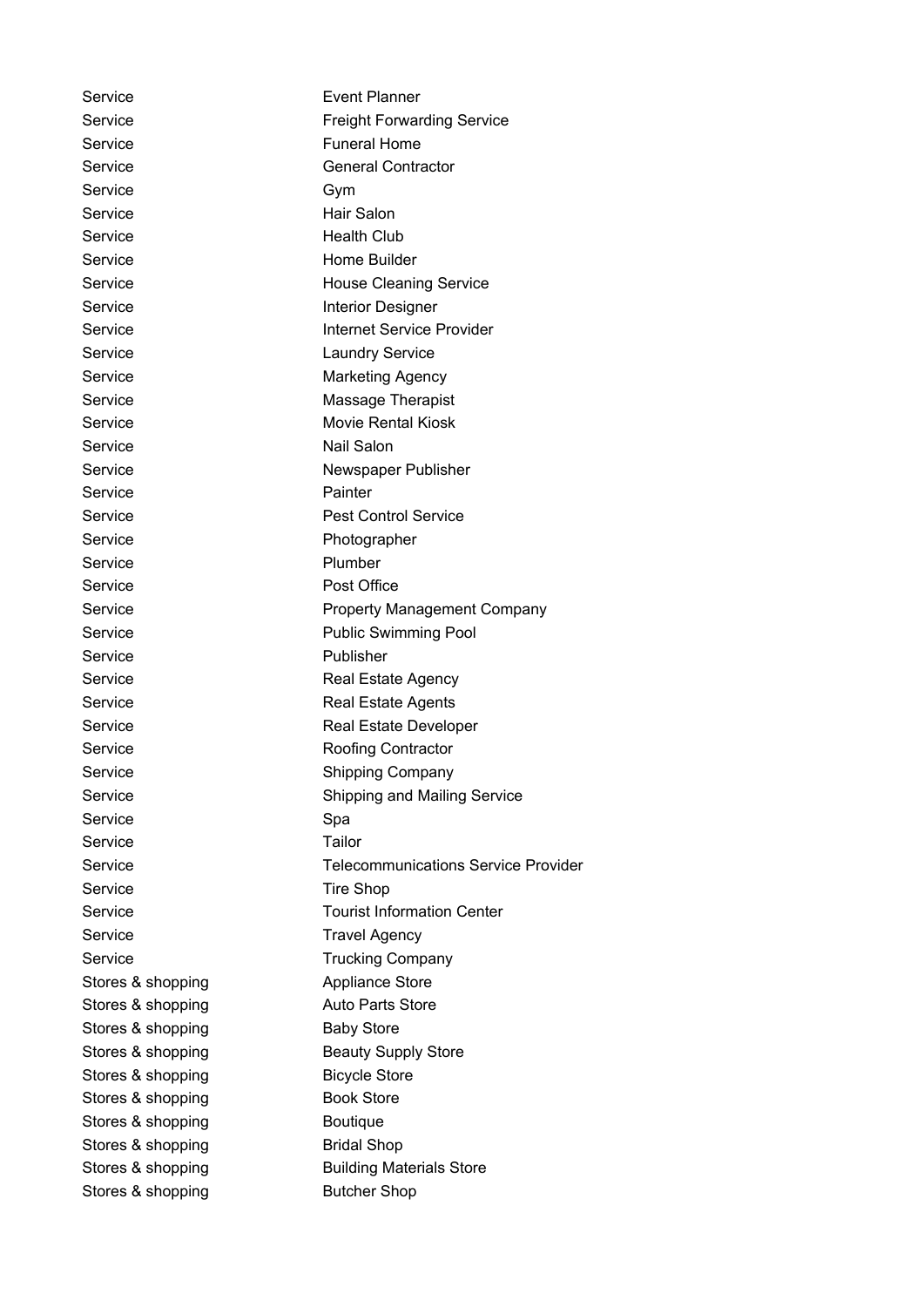| | |
|---|---|
| Service | Event Planner |
| Service | Freight Forwarding Service |
| Service | Funeral Home |
| Service | General Contractor |
| Service | Gym |
| Service | Hair Salon |
| Service | Health Club |
| Service | Home Builder |
| Service | House Cleaning Service |
| Service | Interior Designer |
| Service | Internet Service Provider |
| Service | Laundry Service |
| Service | Marketing Agency |
| Service | Massage Therapist |
| Service | Movie Rental Kiosk |
| Service | Nail Salon |
| Service | Newspaper Publisher |
| Service | Painter |
| Service | Pest Control Service |
| Service | Photographer |
| Service | Plumber |
| Service | Post Office |
| Service | Property Management Company |
| Service | Public Swimming Pool |
| Service | Publisher |
| Service | Real Estate Agency |
| Service | Real Estate Agents |
| Service | Real Estate Developer |
| Service | Roofing Contractor |
| Service | Shipping Company |
| Service | Shipping and Mailing Service |
| Service | Spa |
| Service | Tailor |
| Service | Telecommunications Service Provider |
| Service | Tire Shop |
| Service | Tourist Information Center |
| Service | Travel Agency |
| Service | Trucking Company |
| Stores & shopping | Appliance Store |
| Stores & shopping | Auto Parts Store |
| Stores & shopping | Baby Store |
| Stores & shopping | Beauty Supply Store |
| Stores & shopping | Bicycle Store |
| Stores & shopping | Book Store |
| Stores & shopping | Boutique |
| Stores & shopping | Bridal Shop |
| Stores & shopping | Building Materials Store |
| Stores & shopping | Butcher Shop |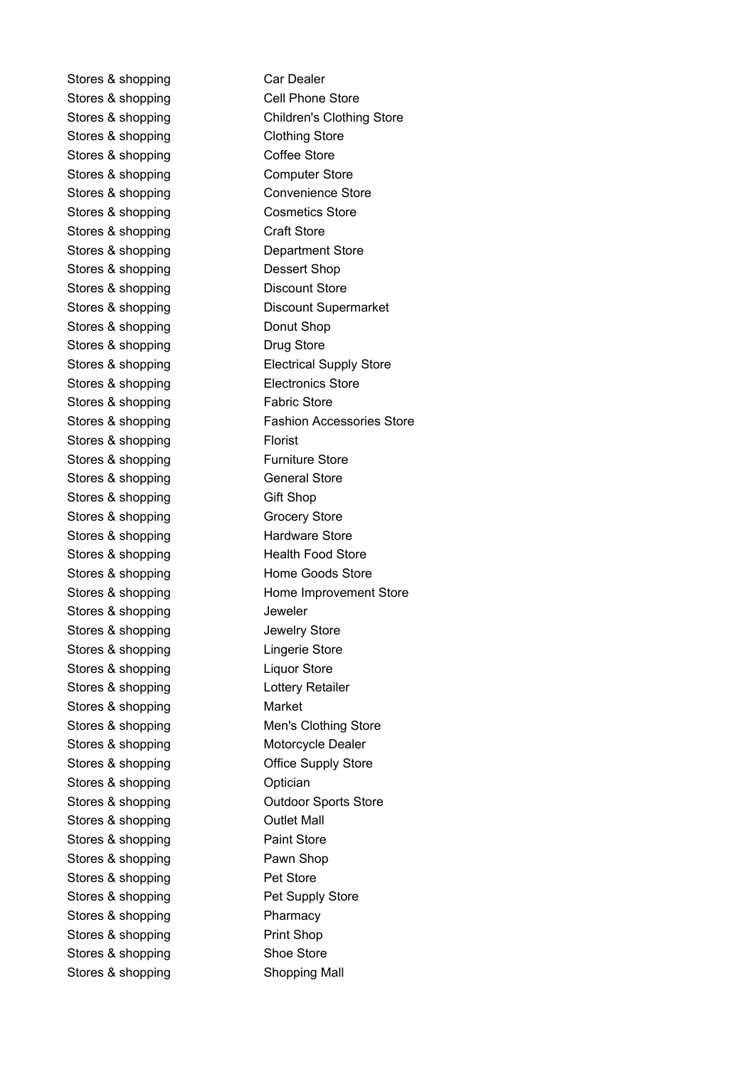| | |
|---|---|
| Stores & shopping | Car Dealer |
| Stores & shopping | Cell Phone Store |
| Stores & shopping | Children's Clothing Store |
| Stores & shopping | Clothing Store |
| Stores & shopping | Coffee Store |
| Stores & shopping | Computer Store |
| Stores & shopping | Convenience Store |
| Stores & shopping | Cosmetics Store |
| Stores & shopping | Craft Store |
| Stores & shopping | Department Store |
| Stores & shopping | Dessert Shop |
| Stores & shopping | Discount Store |
| Stores & shopping | Discount Supermarket |
| Stores & shopping | Donut Shop |
| Stores & shopping | Drug Store |
| Stores & shopping | Electrical Supply Store |
| Stores & shopping | Electronics Store |
| Stores & shopping | Fabric Store |
| Stores & shopping | Fashion Accessories Store |
| Stores & shopping | Florist |
| Stores & shopping | Furniture Store |
| Stores & shopping | General Store |
| Stores & shopping | Gift Shop |
| Stores & shopping | Grocery Store |
| Stores & shopping | Hardware Store |
| Stores & shopping | Health Food Store |
| Stores & shopping | Home Goods Store |
| Stores & shopping | Home Improvement Store |
| Stores & shopping | Jeweler |
| Stores & shopping | Jewelry Store |
| Stores & shopping | Lingerie Store |
| Stores & shopping | Liquor Store |
| Stores & shopping | Lottery Retailer |
| Stores & shopping | Market |
| Stores & shopping | Men's Clothing Store |
| Stores & shopping | Motorcycle Dealer |
| Stores & shopping | Office Supply Store |
| Stores & shopping | Optician |
| Stores & shopping | Outdoor Sports Store |
| Stores & shopping | Outlet Mall |
| Stores & shopping | Paint Store |
| Stores & shopping | Pawn Shop |
| Stores & shopping | Pet Store |
| Stores & shopping | Pet Supply Store |
| Stores & shopping | Pharmacy |
| Stores & shopping | Print Shop |
| Stores & shopping | Shoe Store |
| Stores & shopping | Shopping Mall |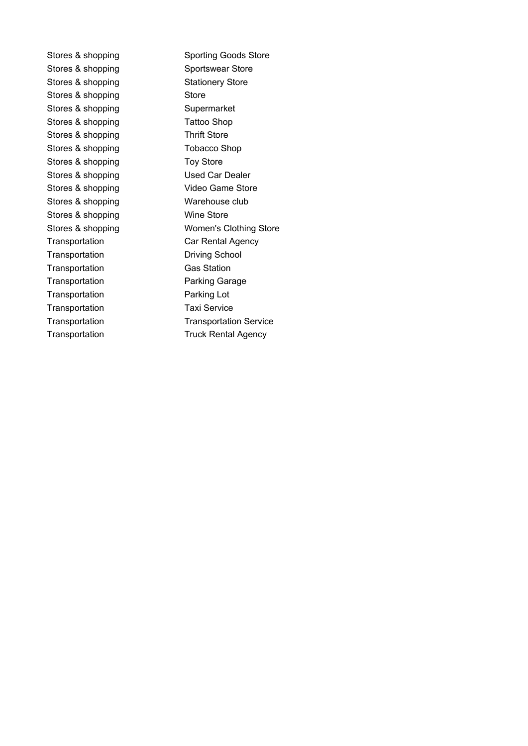| | |
|---|---|
| Stores & shopping | Sporting Goods Store |
| Stores & shopping | Sportswear Store |
| Stores & shopping | Stationery Store |
| Stores & shopping | Store |
| Stores & shopping | Supermarket |
| Stores & shopping | Tattoo Shop |
| Stores & shopping | Thrift Store |
| Stores & shopping | Tobacco Shop |
| Stores & shopping | Toy Store |
| Stores & shopping | Used Car Dealer |
| Stores & shopping | Video Game Store |
| Stores & shopping | Warehouse club |
| Stores & shopping | Wine Store |
| Stores & shopping | Women's Clothing Store |
| Transportation | Car Rental Agency |
| Transportation | Driving School |
| Transportation | Gas Station |
| Transportation | Parking Garage |
| Transportation | Parking Lot |
| Transportation | Taxi Service |
| Transportation | Transportation Service |
| Transportation | Truck Rental Agency |